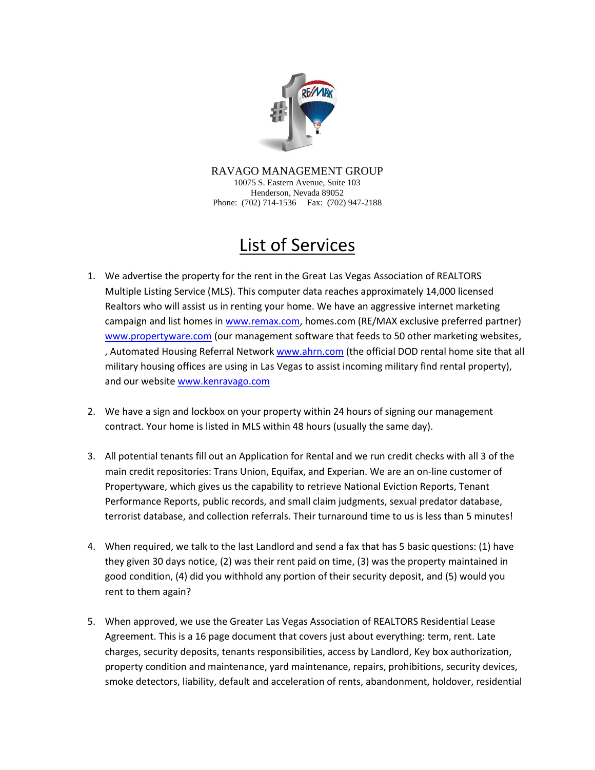RAVAGO MANAGEMENT GROUP
10075 S. Eastern Avenue, Suite 103
Henderson, Nevada 89052
Phone: (702) 714-1536 Fax: (702) 947-2188

# List of Services

1. We advertise the property for the rent in the Great Las Vegas Association of REALTORS Multiple Listing Service (MLS). This computer data reaches approximately 14,000 licensed Realtors who will assist us in renting your home. We have an aggressive internet marketing campaign and list homes in www.remax.com, homes.com (RE/MAX exclusive preferred partner) www.propertyware.com (our management software that feeds to 50 other marketing websites, , Automated Housing Referral Network www.ahrn.com (the official DOD rental home site that all military housing offices are using in Las Vegas to assist incoming military find rental property), and our website www.kenravago.com

2. We have a sign and lockbox on your property within 24 hours of signing our management contract. Your home is listed in MLS within 48 hours (usually the same day).

3. All potential tenants fill out an Application for Rental and we run credit checks with all 3 of the main credit repositories: Trans Union, Equifax, and Experian. We are an on-line customer of Propertyware, which gives us the capability to retrieve National Eviction Reports, Tenant Performance Reports, public records, and small claim judgments, sexual predator database, terrorist database, and collection referrals. Their turnaround time to us is less than 5 minutes!

4. When required, we talk to the last Landlord and send a fax that has 5 basic questions: (1) have they given 30 days notice, (2) was their rent paid on time, (3) was the property maintained in good condition, (4) did you withhold any portion of their security deposit, and (5) would you rent to them again?

5. When approved, we use the Greater Las Vegas Association of REALTORS Residential Lease Agreement. This is a 16 page document that covers just about everything: term, rent. Late charges, security deposits, tenants responsibilities, access by Landlord, Key box authorization, property condition and maintenance, yard maintenance, repairs, prohibitions, security devices, smoke detectors, liability, default and acceleration of rents, abandonment, holdover, residential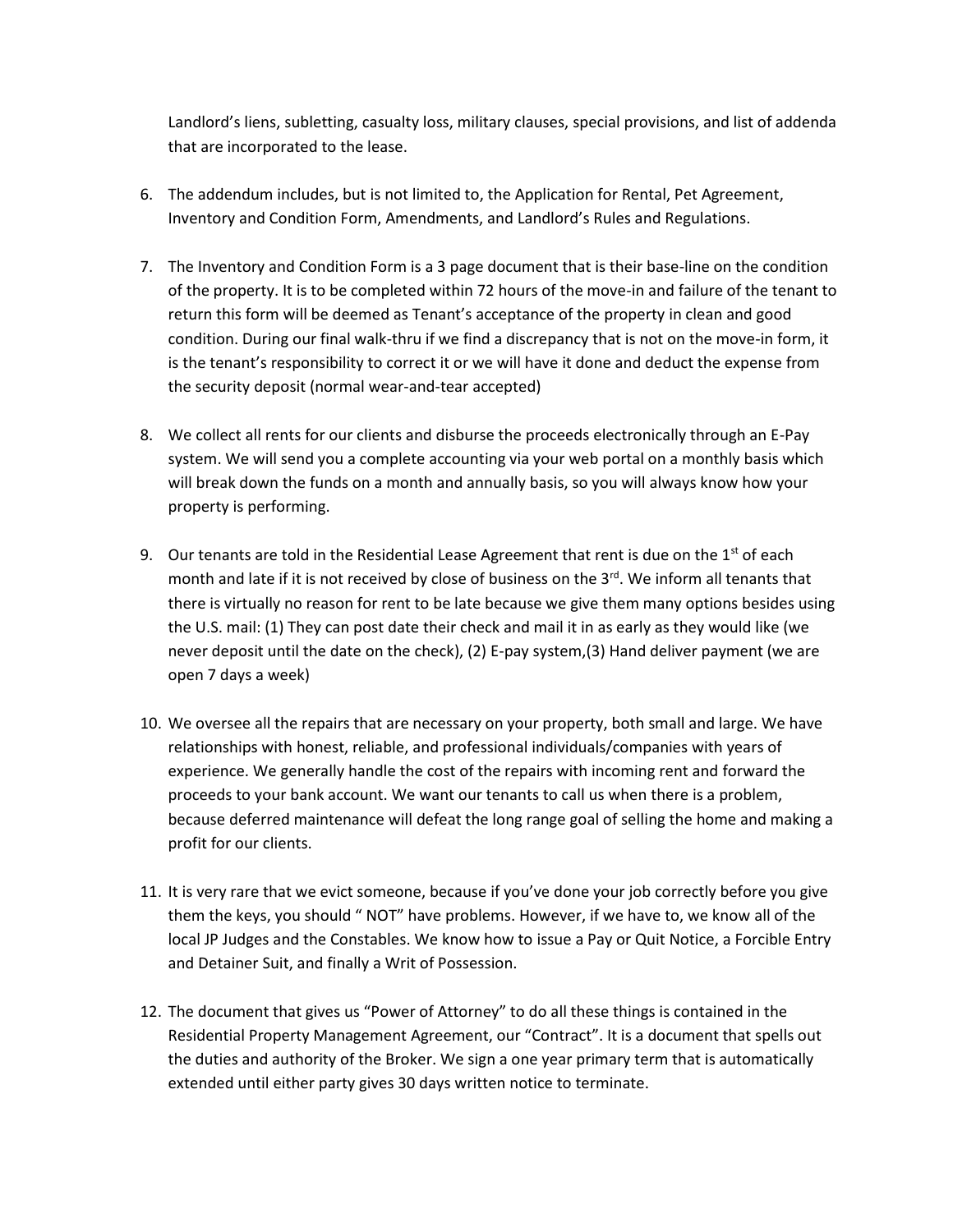Landlord's liens, subletting, casualty loss, military clauses, special provisions, and list of addenda that are incorporated to the lease.

6. The addendum includes, but is not limited to, the Application for Rental, Pet Agreement, Inventory and Condition Form, Amendments, and Landlord's Rules and Regulations.

7. The Inventory and Condition Form is a 3 page document that is their base-line on the condition of the property. It is to be completed within 72 hours of the move-in and failure of the tenant to return this form will be deemed as Tenant's acceptance of the property in clean and good condition. During our final walk-thru if we find a discrepancy that is not on the move-in form, it is the tenant's responsibility to correct it or we will have it done and deduct the expense from the security deposit (normal wear-and-tear accepted)

8. We collect all rents for our clients and disburse the proceeds electronically through an E-Pay system. We will send you a complete accounting via your web portal on a monthly basis which will break down the funds on a month and annually basis, so you will always know how your property is performing.

9. Our tenants are told in the Residential Lease Agreement that rent is due on the 1st of each month and late if it is not received by close of business on the 3rd. We inform all tenants that there is virtually no reason for rent to be late because we give them many options besides using the U.S. mail: (1) They can post date their check and mail it in as early as they would like (we never deposit until the date on the check), (2) E-pay system,(3) Hand deliver payment (we are open 7 days a week)

10. We oversee all the repairs that are necessary on your property, both small and large. We have relationships with honest, reliable, and professional individuals/companies with years of experience. We generally handle the cost of the repairs with incoming rent and forward the proceeds to your bank account. We want our tenants to call us when there is a problem, because deferred maintenance will defeat the long range goal of selling the home and making a profit for our clients.

11. It is very rare that we evict someone, because if you've done your job correctly before you give them the keys, you should " NOT" have problems. However, if we have to, we know all of the local JP Judges and the Constables. We know how to issue a Pay or Quit Notice, a Forcible Entry and Detainer Suit, and finally a Writ of Possession.

12. The document that gives us "Power of Attorney" to do all these things is contained in the Residential Property Management Agreement, our "Contract". It is a document that spells out the duties and authority of the Broker. We sign a one year primary term that is automatically extended until either party gives 30 days written notice to terminate.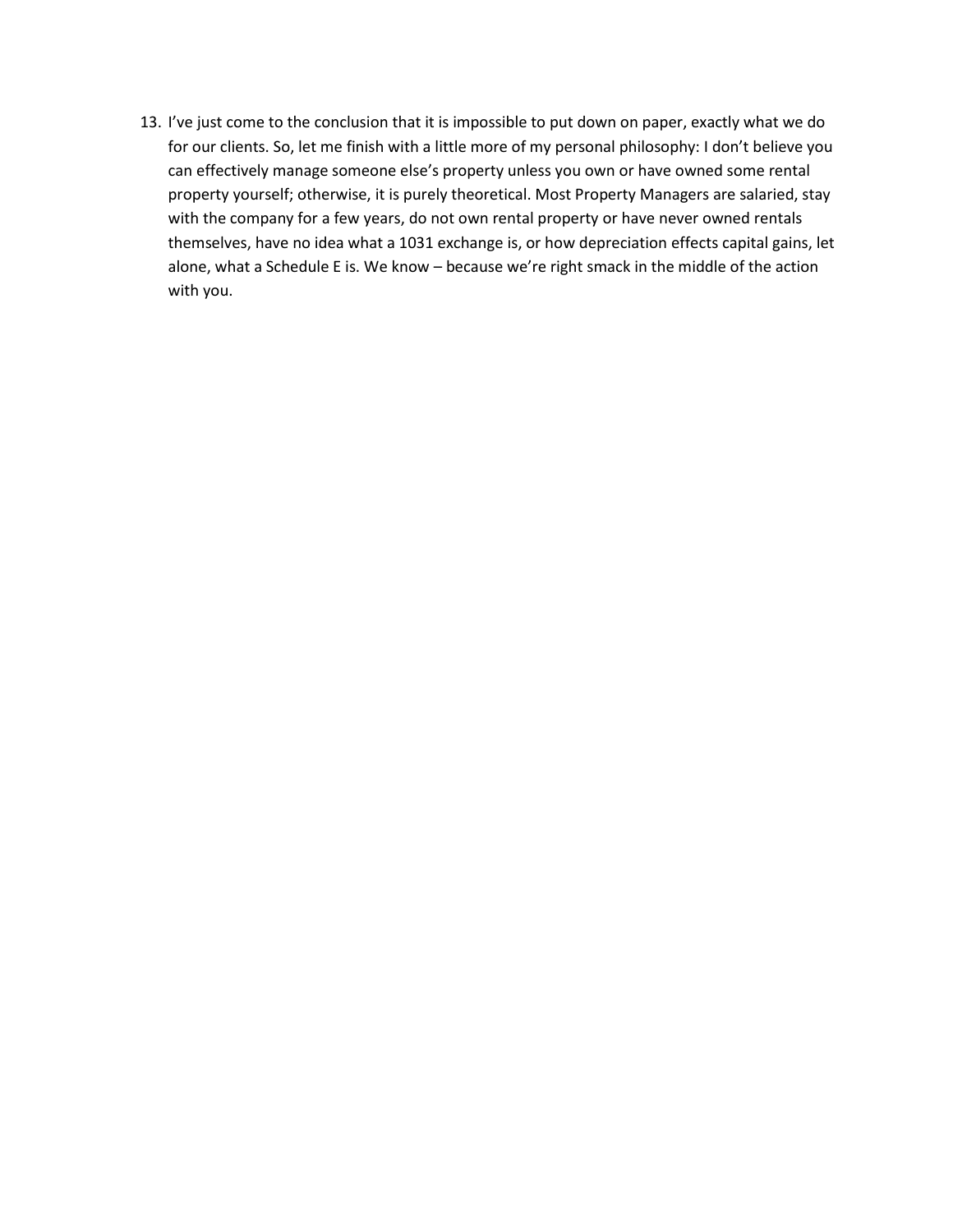13. I've just come to the conclusion that it is impossible to put down on paper, exactly what we do for our clients. So, let me finish with a little more of my personal philosophy: I don't believe you can effectively manage someone else's property unless you own or have owned some rental property yourself; otherwise, it is purely theoretical. Most Property Managers are salaried, stay with the company for a few years, do not own rental property or have never owned rentals themselves, have no idea what a 1031 exchange is, or how depreciation effects capital gains, let alone, what a Schedule E is. We know – because we're right smack in the middle of the action with you.